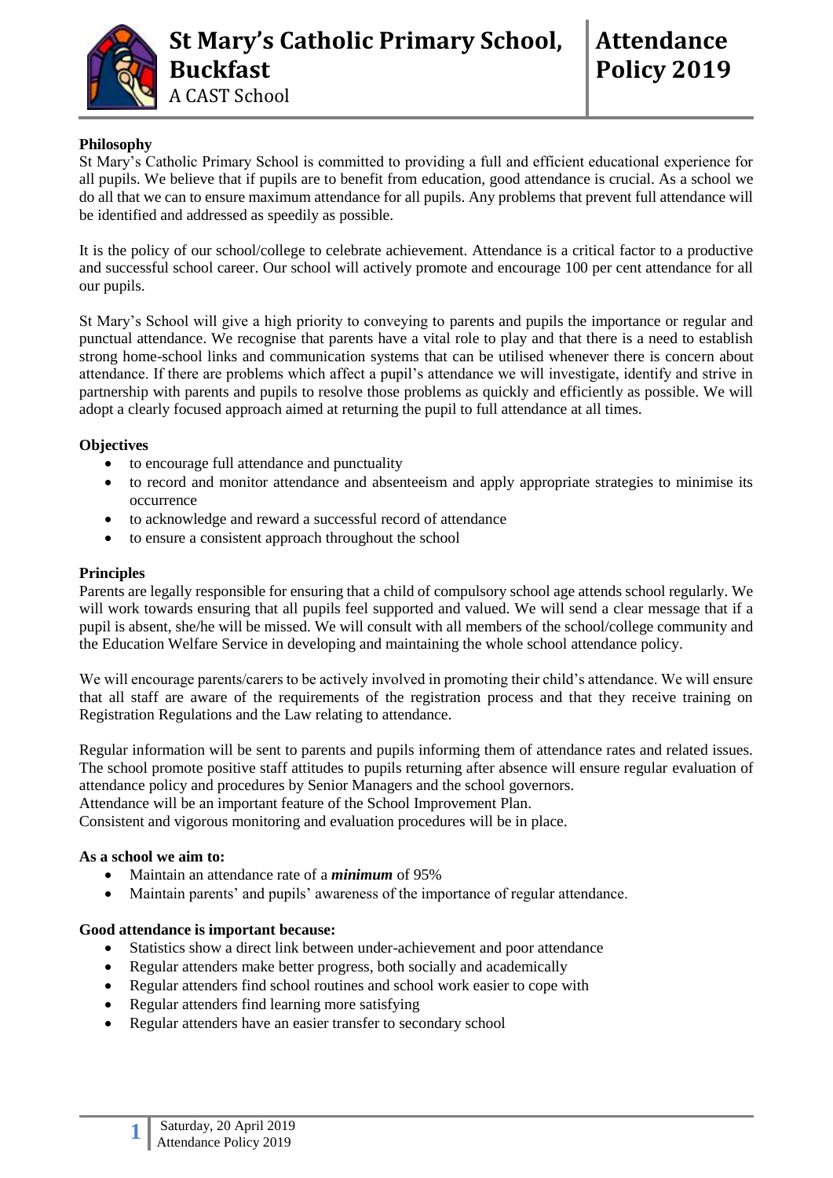# St Mary's Catholic Primary School, Buckfast

A CAST School

# Attendance Policy 2019

**Philosophy**

St Mary's Catholic Primary School is committed to providing a full and efficient educational experience for all pupils. We believe that if pupils are to benefit from education, good attendance is crucial. As a school we do all that we can to ensure maximum attendance for all pupils. Any problems that prevent full attendance will be identified and addressed as speedily as possible.

It is the policy of our school/college to celebrate achievement. Attendance is a critical factor to a productive and successful school career. Our school will actively promote and encourage 100 per cent attendance for all our pupils.

St Mary's School will give a high priority to conveying to parents and pupils the importance or regular and punctual attendance. We recognise that parents have a vital role to play and that there is a need to establish strong home-school links and communication systems that can be utilised whenever there is concern about attendance. If there are problems which affect a pupil's attendance we will investigate, identify and strive in partnership with parents and pupils to resolve those problems as quickly and efficiently as possible. We will adopt a clearly focused approach aimed at returning the pupil to full attendance at all times.

**Objectives**

- to encourage full attendance and punctuality
- to record and monitor attendance and absenteeism and apply appropriate strategies to minimise its occurrence
- to acknowledge and reward a successful record of attendance
- to ensure a consistent approach throughout the school

**Principles**

Parents are legally responsible for ensuring that a child of compulsory school age attends school regularly. We will work towards ensuring that all pupils feel supported and valued. We will send a clear message that if a pupil is absent, she/he will be missed. We will consult with all members of the school/college community and the Education Welfare Service in developing and maintaining the whole school attendance policy.

We will encourage parents/carers to be actively involved in promoting their child's attendance. We will ensure that all staff are aware of the requirements of the registration process and that they receive training on Registration Regulations and the Law relating to attendance.

Regular information will be sent to parents and pupils informing them of attendance rates and related issues. The school promote positive staff attitudes to pupils returning after absence will ensure regular evaluation of attendance policy and procedures by Senior Managers and the school governors.
Attendance will be an important feature of the School Improvement Plan.
Consistent and vigorous monitoring and evaluation procedures will be in place.

**As a school we aim to:**

- Maintain an attendance rate of a ***minimum*** of 95%
- Maintain parents' and pupils' awareness of the importance of regular attendance.

**Good attendance is important because:**

- Statistics show a direct link between under-achievement and poor attendance
- Regular attenders make better progress, both socially and academically
- Regular attenders find school routines and school work easier to cope with
- Regular attenders find learning more satisfying
- Regular attenders have an easier transfer to secondary school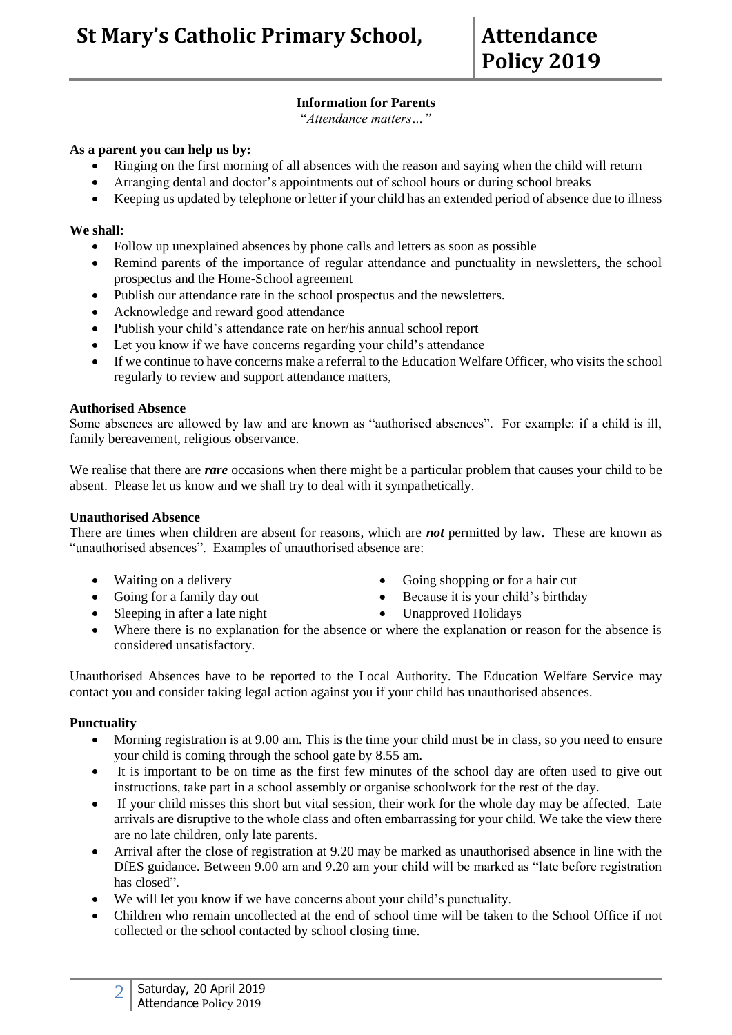### Information for Parents

"*Attendance matters…"*

**As a parent you can help us by:**

- Ringing on the first morning of all absences with the reason and saying when the child will return
- Arranging dental and doctor's appointments out of school hours or during school breaks
- Keeping us updated by telephone or letter if your child has an extended period of absence due to illness

**We shall:**

- Follow up unexplained absences by phone calls and letters as soon as possible
- Remind parents of the importance of regular attendance and punctuality in newsletters, the school prospectus and the Home-School agreement
- Publish our attendance rate in the school prospectus and the newsletters.
- Acknowledge and reward good attendance
- Publish your child's attendance rate on her/his annual school report
- Let you know if we have concerns regarding your child's attendance
- If we continue to have concerns make a referral to the Education Welfare Officer, who visits the school regularly to review and support attendance matters,

**Authorised Absence**

Some absences are allowed by law and are known as "authorised absences". For example: if a child is ill, family bereavement, religious observance.

We realise that there are ***rare*** occasions when there might be a particular problem that causes your child to be absent. Please let us know and we shall try to deal with it sympathetically.

**Unauthorised Absence**

There are times when children are absent for reasons, which are ***not*** permitted by law. These are known as "unauthorised absences". Examples of unauthorised absence are:

- Waiting on a delivery
- Going for a family day out
- Sleeping in after a late night
- Going shopping or for a hair cut
- Because it is your child's birthday
- Unapproved Holidays
- Where there is no explanation for the absence or where the explanation or reason for the absence is considered unsatisfactory.

Unauthorised Absences have to be reported to the Local Authority. The Education Welfare Service may contact you and consider taking legal action against you if your child has unauthorised absences.

**Punctuality**

- Morning registration is at 9.00 am. This is the time your child must be in class, so you need to ensure your child is coming through the school gate by 8.55 am.
- It is important to be on time as the first few minutes of the school day are often used to give out instructions, take part in a school assembly or organise schoolwork for the rest of the day.
- If your child misses this short but vital session, their work for the whole day may be affected. Late arrivals are disruptive to the whole class and often embarrassing for your child. We take the view there are no late children, only late parents.
- Arrival after the close of registration at 9.20 may be marked as unauthorised absence in line with the DfES guidance. Between 9.00 am and 9.20 am your child will be marked as "late before registration has closed".
- We will let you know if we have concerns about your child's punctuality.
- Children who remain uncollected at the end of school time will be taken to the School Office if not collected or the school contacted by school closing time.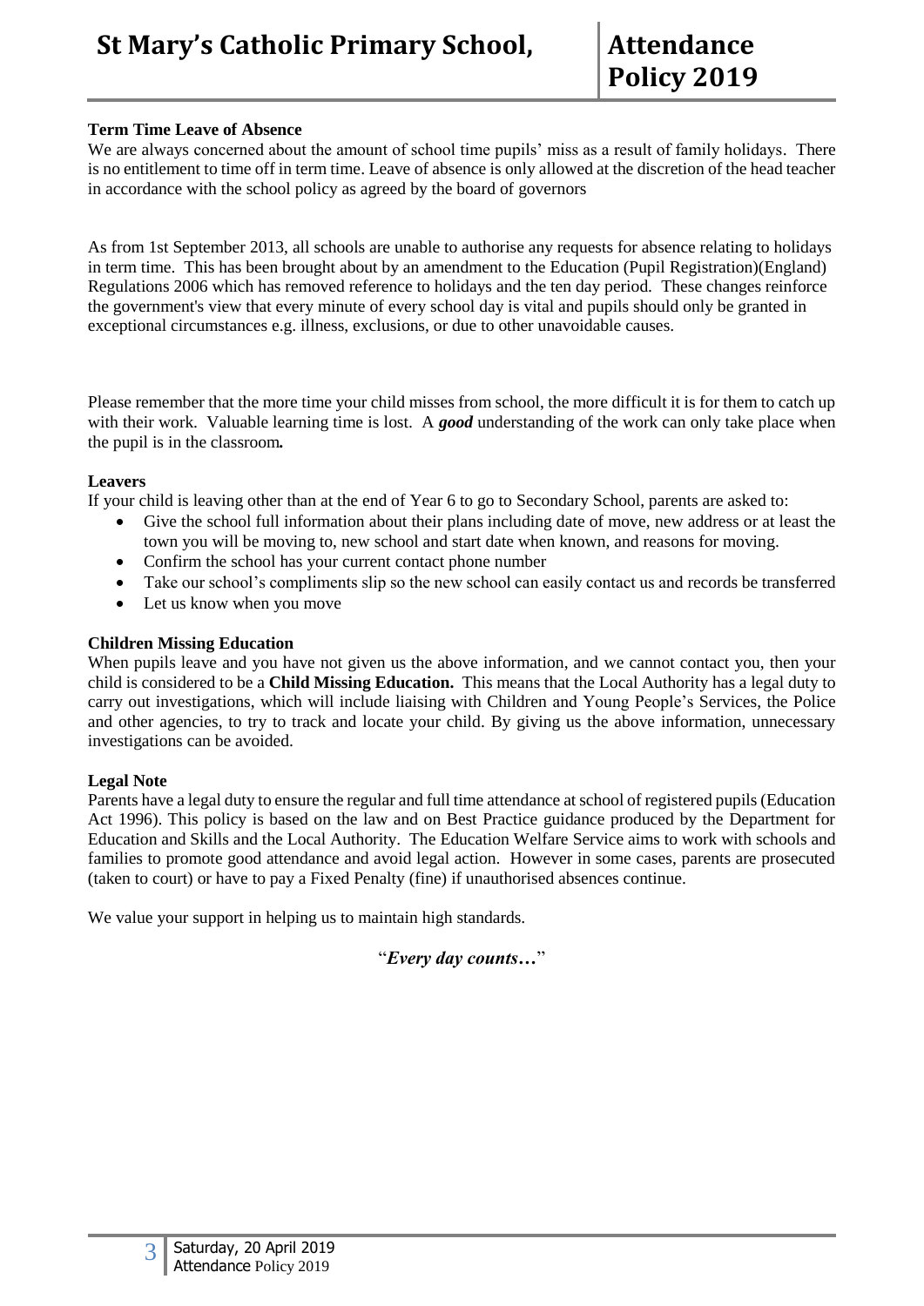**Term Time Leave of Absence**

We are always concerned about the amount of school time pupils' miss as a result of family holidays. There is no entitlement to time off in term time. Leave of absence is only allowed at the discretion of the head teacher in accordance with the school policy as agreed by the board of governors

As from 1st September 2013, all schools are unable to authorise any requests for absence relating to holidays in term time. This has been brought about by an amendment to the Education (Pupil Registration)(England) Regulations 2006 which has removed reference to holidays and the ten day period. These changes reinforce the government's view that every minute of every school day is vital and pupils should only be granted in exceptional circumstances e.g. illness, exclusions, or due to other unavoidable causes.

Please remember that the more time your child misses from school, the more difficult it is for them to catch up with their work. Valuable learning time is lost. A ***good*** understanding of the work can only take place when the pupil is in the classroom***.***

**Leavers**

If your child is leaving other than at the end of Year 6 to go to Secondary School, parents are asked to:

- Give the school full information about their plans including date of move, new address or at least the town you will be moving to, new school and start date when known, and reasons for moving.
- Confirm the school has your current contact phone number
- Take our school's compliments slip so the new school can easily contact us and records be transferred
- Let us know when you move

**Children Missing Education**

When pupils leave and you have not given us the above information, and we cannot contact you, then your child is considered to be a **Child Missing Education.** This means that the Local Authority has a legal duty to carry out investigations, which will include liaising with Children and Young People's Services, the Police and other agencies, to try to track and locate your child. By giving us the above information, unnecessary investigations can be avoided.

**Legal Note**

Parents have a legal duty to ensure the regular and full time attendance at school of registered pupils (Education Act 1996). This policy is based on the law and on Best Practice guidance produced by the Department for Education and Skills and the Local Authority. The Education Welfare Service aims to work with schools and families to promote good attendance and avoid legal action. However in some cases, parents are prosecuted (taken to court) or have to pay a Fixed Penalty (fine) if unauthorised absences continue.

We value your support in helping us to maintain high standards.

"***Every day counts…***"